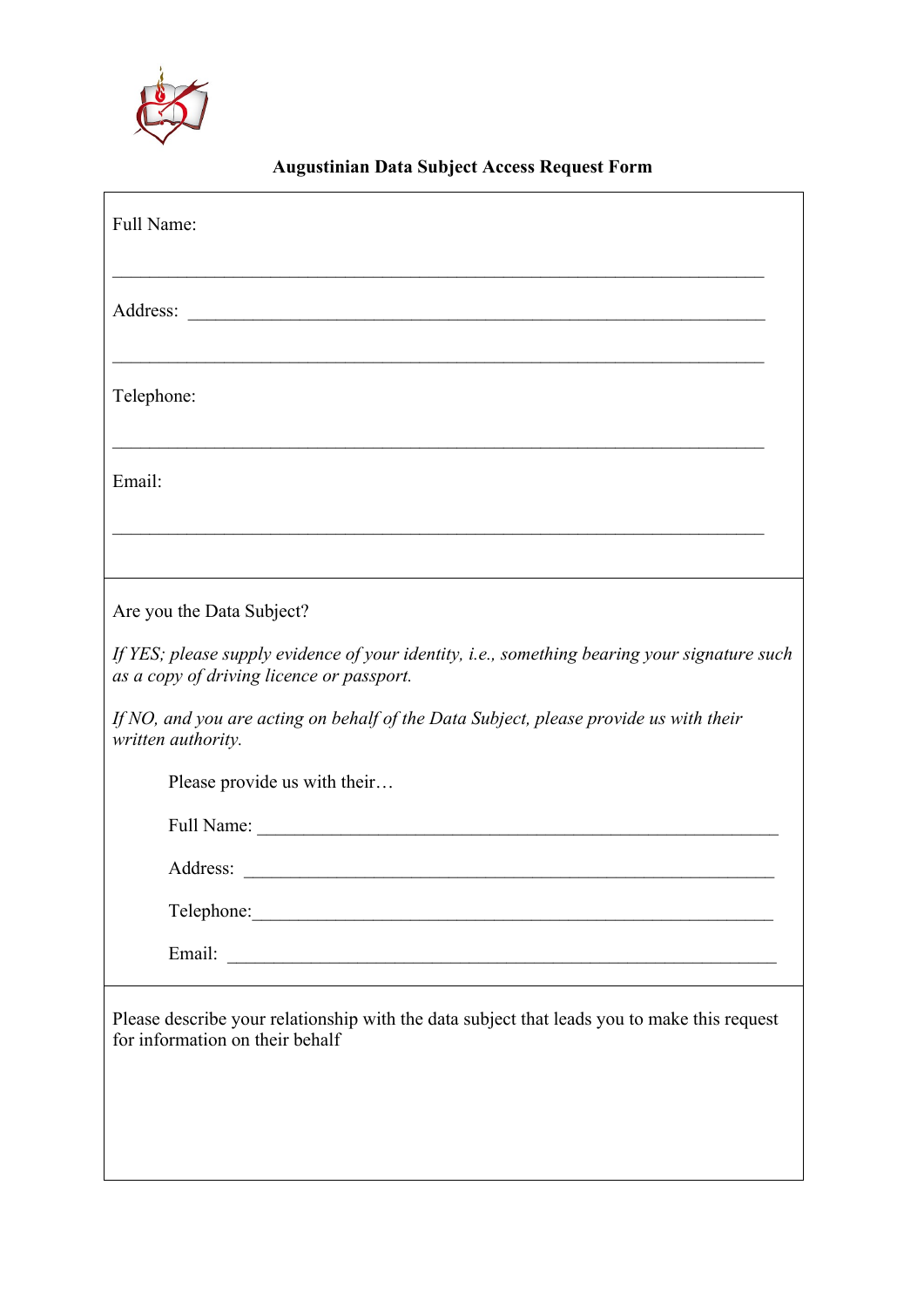**Augustinian Data Subject Access Request Form**

Full Name:

___________________________________________________________________________

Address: ___________________________________________________________________

___________________________________________________________________________

Telephone:

___________________________________________________________________________

Email:

___________________________________________________________________________

---

Are you the Data Subject?

*If YES; please supply evidence of your identity, i.e., something bearing your signature such as a copy of driving licence or passport.*

*If NO, and you are acting on behalf of the Data Subject, please provide us with their written authority.*

Please provide us with their…

Full Name: ___________________________________________________________

Address: ____________________________________________________________

Telephone:___________________________________________________________

Email: ______________________________________________________________

---

Please describe your relationship with the data subject that leads you to make this request for information on their behalf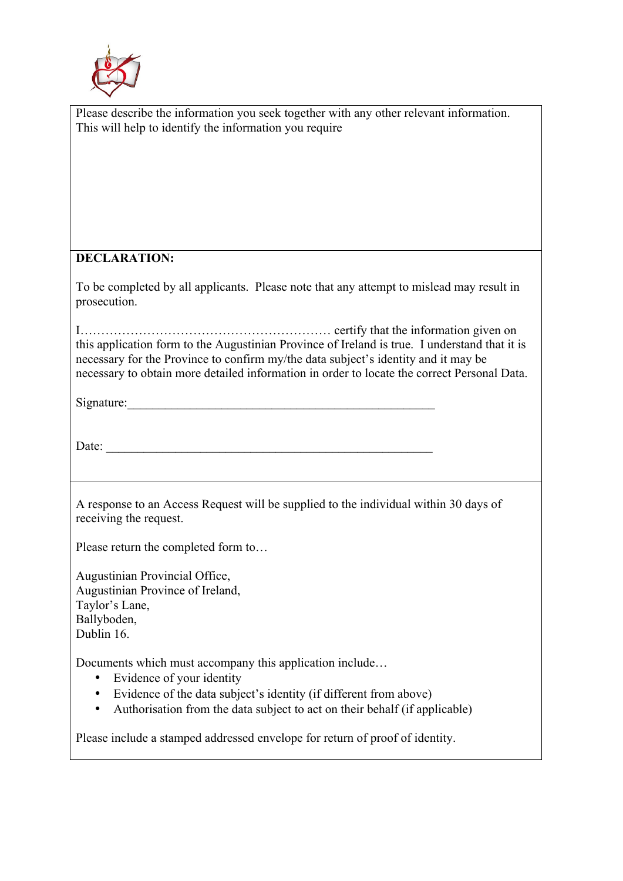Please describe the information you seek together with any other relevant information. This will help to identify the information you require

**DECLARATION:**

To be completed by all applicants. Please note that any attempt to mislead may result in prosecution.

I…………………………………………………… certify that the information given on this application form to the Augustinian Province of Ireland is true. I understand that it is necessary for the Province to confirm my/the data subject's identity and it may be necessary to obtain more detailed information in order to locate the correct Personal Data.

Signature:_________________________________________________

Date: ____________________________________________________

A response to an Access Request will be supplied to the individual within 30 days of receiving the request.

Please return the completed form to…

Augustinian Provincial Office,
Augustinian Province of Ireland,
Taylor's Lane,
Ballyboden,
Dublin 16.

Documents which must accompany this application include…

- Evidence of your identity
- Evidence of the data subject's identity (if different from above)
- Authorisation from the data subject to act on their behalf (if applicable)

Please include a stamped addressed envelope for return of proof of identity.